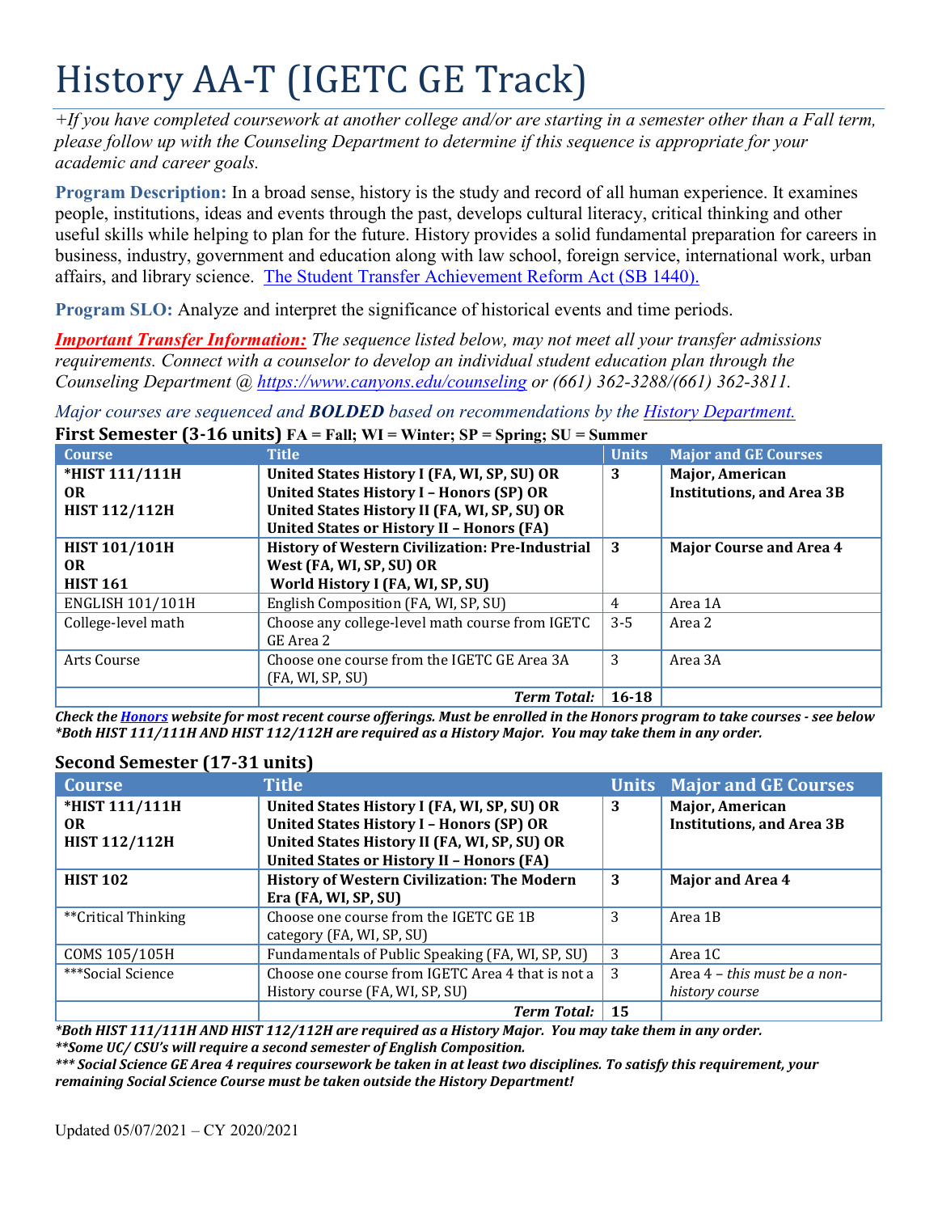# History AA-T (IGETC GE Track)

*+If you have completed coursework at another college and/or are starting in a semester other than a Fall term, please follow up with the Counseling Department to determine if this sequence is appropriate for your academic and career goals.*

**Program Description:** In a broad sense, history is the study and record of all human experience. It examines people, institutions, ideas and events through the past, develops cultural literacy, critical thinking and other useful skills while helping to plan for the future. History provides a solid fundamental preparation for careers in business, industry, government and education along with law school, foreign service, international work, urban affairs, and library science. The Student Transfer Achievement Reform Act (SB 1440).

**Program SLO:** Analyze and interpret the significance of historical events and time periods.

***Important Transfer Information:*** *The sequence listed below, may not meet all your transfer admissions requirements. Connect with a counselor to develop an individual student education plan through the Counseling Department @ https://www.canyons.edu/counseling or (661) 362-3288/(661) 362-3811.*

*Major courses are sequenced and **BOLDED** based on recommendations by the History Department.*

## First Semester (3-16 units) FA = Fall; WI = Winter; SP = Spring; SU = Summer

| Course | Title | Units | Major and GE Courses |
|---|---|---|---|
| **\*HIST 111/111H OR HIST 112/112H** | **United States History I (FA, WI, SP, SU) OR United States History I – Honors (SP) OR United States History II (FA, WI, SP, SU) OR United States or History II – Honors (FA)** | **3** | **Major, American Institutions, and Area 3B** |
| **HIST 101/101H OR HIST 161** | **History of Western Civilization: Pre-Industrial West (FA, WI, SP, SU) OR World History I (FA, WI, SP, SU)** | **3** | **Major Course and Area 4** |
| ENGLISH 101/101H | English Composition (FA, WI, SP, SU) | 4 | Area 1A |
| College-level math | Choose any college-level math course from IGETC GE Area 2 | 3-5 | Area 2 |
| Arts Course | Choose one course from the IGETC GE Area 3A (FA, WI, SP, SU) | 3 | Area 3A |
| | ***Term Total:*** | **16-18** | |

***Check the Honors website for most recent course offerings. Must be enrolled in the Honors program to take courses - see below***
***\*Both HIST 111/111H AND HIST 112/112H are required as a History Major. You may take them in any order.***

## Second Semester (17-31 units)

| Course | Title | Units | Major and GE Courses |
|---|---|---|---|
| **\*HIST 111/111H OR HIST 112/112H** | **United States History I (FA, WI, SP, SU) OR United States History I – Honors (SP) OR United States History II (FA, WI, SP, SU) OR United States or History II – Honors (FA)** | **3** | **Major, American Institutions, and Area 3B** |
| **HIST 102** | **History of Western Civilization: The Modern Era (FA, WI, SP, SU)** | **3** | **Major and Area 4** |
| \*\*Critical Thinking | Choose one course from the IGETC GE 1B category (FA, WI, SP, SU) | 3 | Area 1B |
| COMS 105/105H | Fundamentals of Public Speaking (FA, WI, SP, SU) | 3 | Area 1C |
| \*\*\*Social Science | Choose one course from IGETC Area 4 that is not a History course (FA, WI, SP, SU) | 3 | Area 4 – *this must be a non-history course* |
| | ***Term Total:*** | **15** | |

***\*Both HIST 111/111H AND HIST 112/112H are required as a History Major. You may take them in any order.***
***\*\*Some UC/ CSU's will require a second semester of English Composition.***
***\*\*\* Social Science GE Area 4 requires coursework be taken in at least two disciplines. To satisfy this requirement, your remaining Social Science Course must be taken outside the History Department!***

Updated 05/07/2021 – CY 2020/2021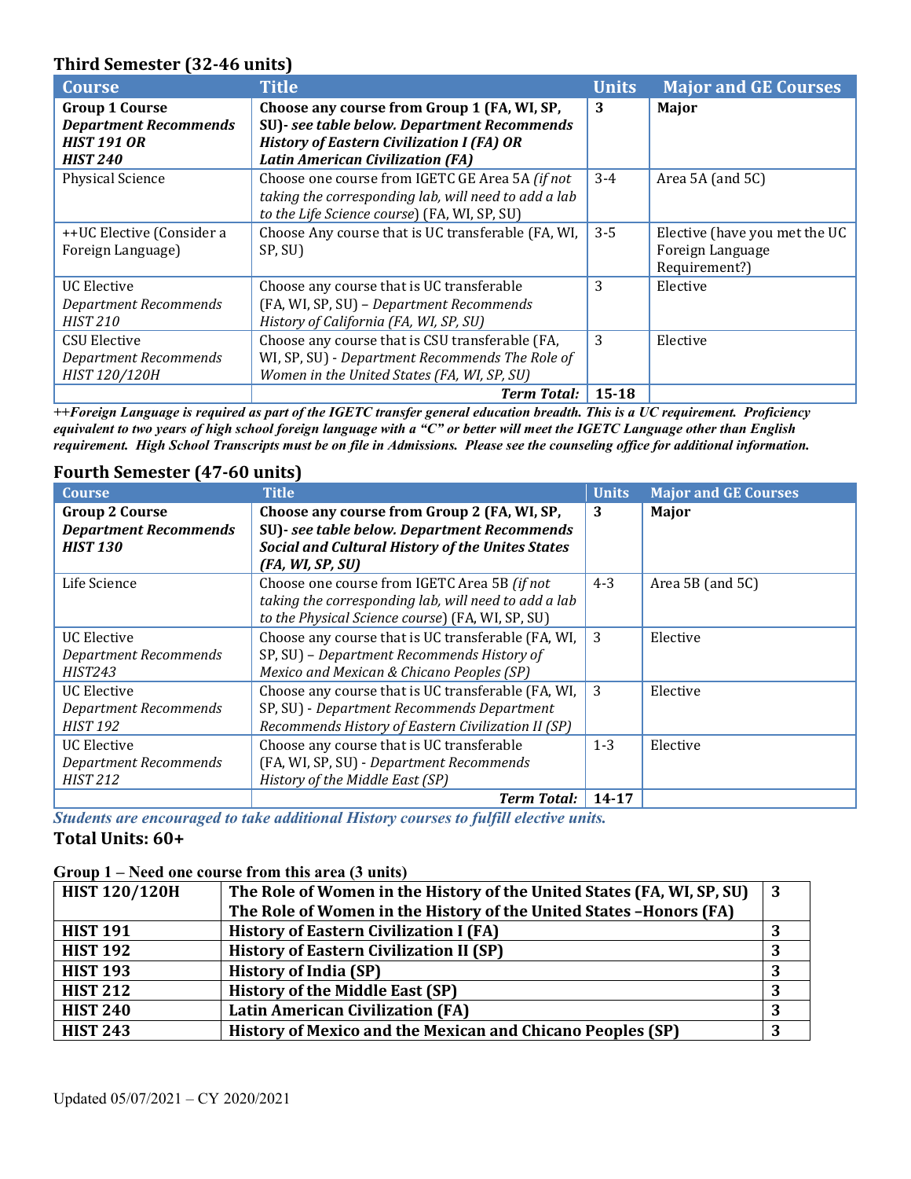## Third Semester (32-46 units)

| Course | Title | Units | Major and GE Courses |
|---|---|---|---|
| **Group 1 Course** ***Department Recommends HIST 191 OR HIST 240*** | **Choose any course from Group 1 (FA, WI, SP, SU)-** ***see table below. Department Recommends History of Eastern Civilization I (FA) OR Latin American Civilization (FA)*** | **3** | **Major** |
| Physical Science | Choose one course from IGETC GE Area 5A *(if not taking the corresponding lab, will need to add a lab to the Life Science course)* (FA, WI, SP, SU) | 3-4 | Area 5A (and 5C) |
| ++UC Elective (Consider a Foreign Language) | Choose Any course that is UC transferable (FA, WI, SP, SU) | 3-5 | Elective (have you met the UC Foreign Language Requirement?) |
| UC Elective *Department Recommends HIST 210* | Choose any course that is UC transferable (FA, WI, SP, SU) – *Department Recommends History of California (FA, WI, SP, SU)* | 3 | Elective |
| CSU Elective *Department Recommends HIST 120/120H* | Choose any course that is CSU transferable (FA, WI, SP, SU) - *Department Recommends The Role of Women in the United States (FA, WI, SP, SU)* | 3 | Elective |
| | ***Term Total:*** | **15-18** | |

***++Foreign Language is required as part of the IGETC transfer general education breadth. This is a UC requirement. Proficiency equivalent to two years of high school foreign language with a "C" or better will meet the IGETC Language other than English requirement. High School Transcripts must be on file in Admissions. Please see the counseling office for additional information.***

## Fourth Semester (47-60 units)

| Course | Title | Units | Major and GE Courses |
|---|---|---|---|
| **Group 2 Course** ***Department Recommends HIST 130*** | **Choose any course from Group 2 (FA, WI, SP, SU)-** ***see table below. Department Recommends Social and Cultural History of the Unites States (FA, WI, SP, SU)*** | **3** | **Major** |
| Life Science | Choose one course from IGETC Area 5B *(if not taking the corresponding lab, will need to add a lab to the Physical Science course)* (FA, WI, SP, SU) | 4-3 | Area 5B (and 5C) |
| UC Elective *Department Recommends HIST243* | Choose any course that is UC transferable (FA, WI, SP, SU) – *Department Recommends History of Mexico and Mexican & Chicano Peoples (SP)* | 3 | Elective |
| UC Elective *Department Recommends HIST 192* | Choose any course that is UC transferable (FA, WI, SP, SU) - *Department Recommends Department Recommends History of Eastern Civilization II (SP)* | 3 | Elective |
| UC Elective *Department Recommends HIST 212* | Choose any course that is UC transferable (FA, WI, SP, SU) - *Department Recommends History of the Middle East (SP)* | 1-3 | Elective |
| | ***Term Total:*** | **14-17** | |

***Students are encouraged to take additional History courses to fulfill elective units.***

**Total Units: 60+**

**Group 1 – Need one course from this area (3 units)**

| | | |
|---|---|---|
| **HIST 120/120H** | **The Role of Women in the History of the United States (FA, WI, SP, SU)** **The Role of Women in the History of the United States –Honors (FA)** | **3** |
| **HIST 191** | **History of Eastern Civilization I (FA)** | **3** |
| **HIST 192** | **History of Eastern Civilization II (SP)** | **3** |
| **HIST 193** | **History of India (SP)** | **3** |
| **HIST 212** | **History of the Middle East (SP)** | **3** |
| **HIST 240** | **Latin American Civilization (FA)** | **3** |
| **HIST 243** | **History of Mexico and the Mexican and Chicano Peoples (SP)** | **3** |

Updated 05/07/2021 – CY 2020/2021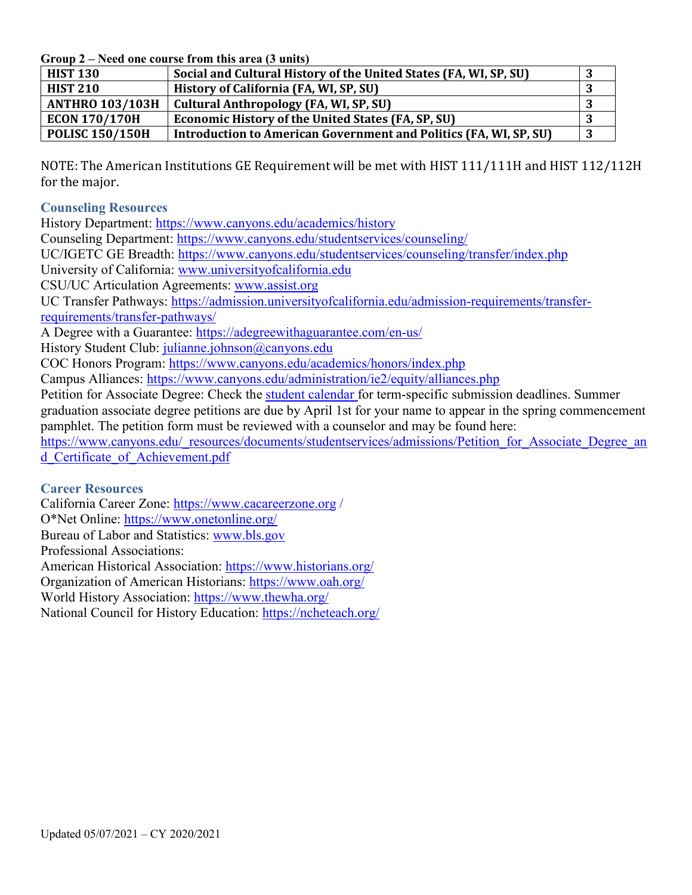**Group 2 – Need one course from this area (3 units)**

| | | |
|---|---|---|
| **HIST 130** | **Social and Cultural History of the United States (FA, WI, SP, SU)** | **3** |
| **HIST 210** | **History of California (FA, WI, SP, SU)** | **3** |
| **ANTHRO 103/103H** | **Cultural Anthropology (FA, WI, SP, SU)** | **3** |
| **ECON 170/170H** | **Economic History of the United States (FA, SP, SU)** | **3** |
| **POLISC 150/150H** | **Introduction to American Government and Politics (FA, WI, SP, SU)** | **3** |

NOTE: The American Institutions GE Requirement will be met with HIST 111/111H and HIST 112/112H for the major.

### Counseling Resources

History Department: https://www.canyons.edu/academics/history
Counseling Department: https://www.canyons.edu/studentservices/counseling/
UC/IGETC GE Breadth: https://www.canyons.edu/studentservices/counseling/transfer/index.php
University of California: www.universityofcalifornia.edu
CSU/UC Articulation Agreements: www.assist.org
UC Transfer Pathways: https://admission.universityofcalifornia.edu/admission-requirements/transfer-requirements/transfer-pathways/
A Degree with a Guarantee: https://adegreewithaguarantee.com/en-us/
History Student Club: julianne.johnson@canyons.edu
COC Honors Program: https://www.canyons.edu/academics/honors/index.php
Campus Alliances: https://www.canyons.edu/administration/ie2/equity/alliances.php
Petition for Associate Degree: Check the student calendar for term-specific submission deadlines. Summer graduation associate degree petitions are due by April 1st for your name to appear in the spring commencement pamphlet. The petition form must be reviewed with a counselor and may be found here: https://www.canyons.edu/_resources/documents/studentservices/admissions/Petition_for_Associate_Degree_and_Certificate_of_Achievement.pdf

### Career Resources

California Career Zone: https://www.cacareerzone.org /
O*Net Online: https://www.onetonline.org/
Bureau of Labor and Statistics: www.bls.gov
Professional Associations:
American Historical Association: https://www.historians.org/
Organization of American Historians: https://www.oah.org/
World History Association: https://www.thewha.org/
National Council for History Education: https://ncheteach.org/

Updated 05/07/2021 – CY 2020/2021